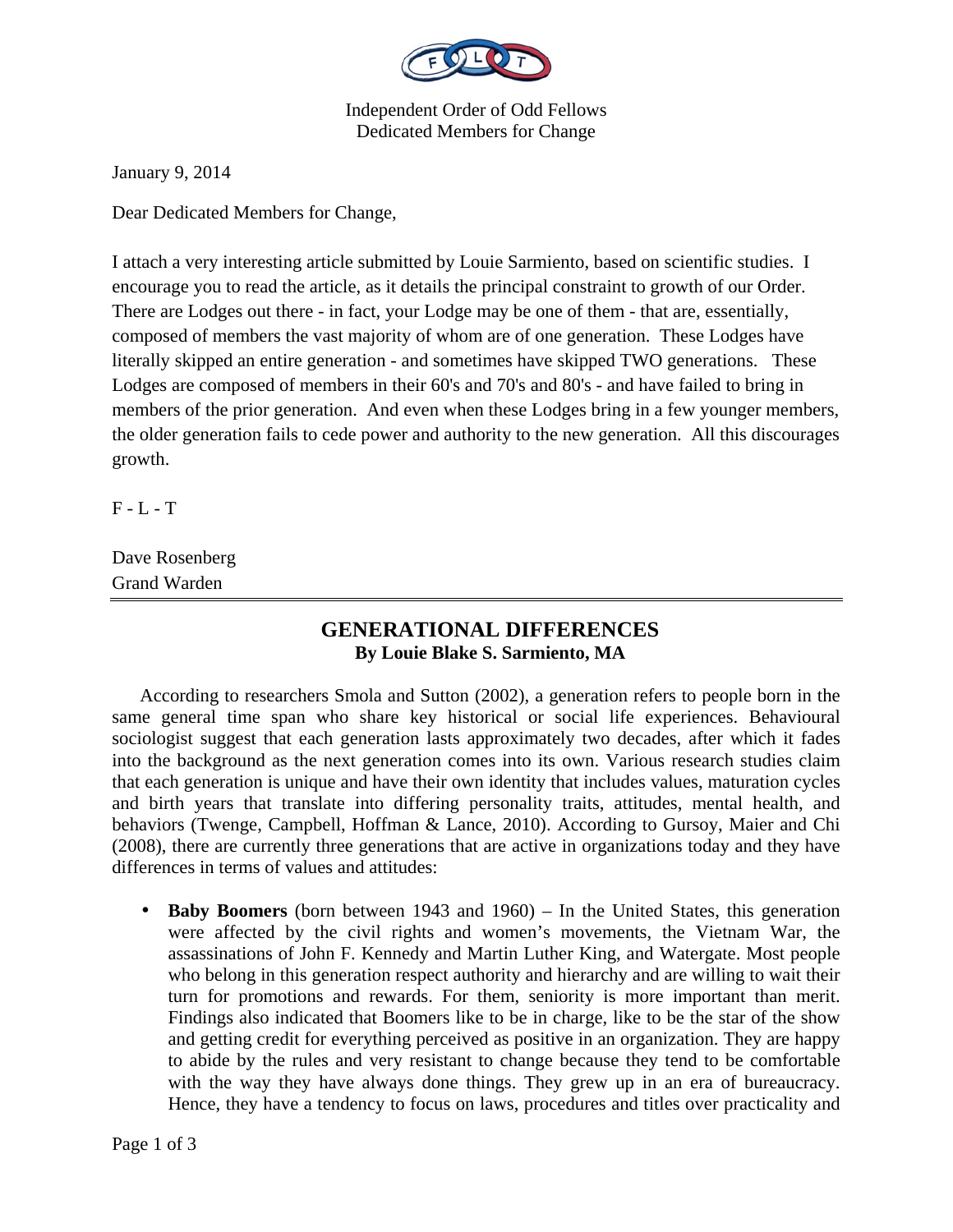Independent Order of Odd Fellows
Dedicated Members for Change

January 9, 2014

Dear Dedicated Members for Change,

I attach a very interesting article submitted by Louie Sarmiento, based on scientific studies. I encourage you to read the article, as it details the principal constraint to growth of our Order. There are Lodges out there - in fact, your Lodge may be one of them - that are, essentially, composed of members the vast majority of whom are of one generation. These Lodges have literally skipped an entire generation - and sometimes have skipped TWO generations. These Lodges are composed of members in their 60's and 70's and 80's - and have failed to bring in members of the prior generation. And even when these Lodges bring in a few younger members, the older generation fails to cede power and authority to the new generation. All this discourages growth.

F - L - T

Dave Rosenberg
Grand Warden

---

## GENERATIONAL DIFFERENCES

**By Louie Blake S. Sarmiento, MA**

According to researchers Smola and Sutton (2002), a generation refers to people born in the same general time span who share key historical or social life experiences. Behavioural sociologist suggest that each generation lasts approximately two decades, after which it fades into the background as the next generation comes into its own. Various research studies claim that each generation is unique and have their own identity that includes values, maturation cycles and birth years that translate into differing personality traits, attitudes, mental health, and behaviors (Twenge, Campbell, Hoffman & Lance, 2010). According to Gursoy, Maier and Chi (2008), there are currently three generations that are active in organizations today and they have differences in terms of values and attitudes:

- **Baby Boomers** (born between 1943 and 1960) – In the United States, this generation were affected by the civil rights and women's movements, the Vietnam War, the assassinations of John F. Kennedy and Martin Luther King, and Watergate. Most people who belong in this generation respect authority and hierarchy and are willing to wait their turn for promotions and rewards. For them, seniority is more important than merit. Findings also indicated that Boomers like to be in charge, like to be the star of the show and getting credit for everything perceived as positive in an organization. They are happy to abide by the rules and very resistant to change because they tend to be comfortable with the way they have always done things. They grew up in an era of bureaucracy. Hence, they have a tendency to focus on laws, procedures and titles over practicality and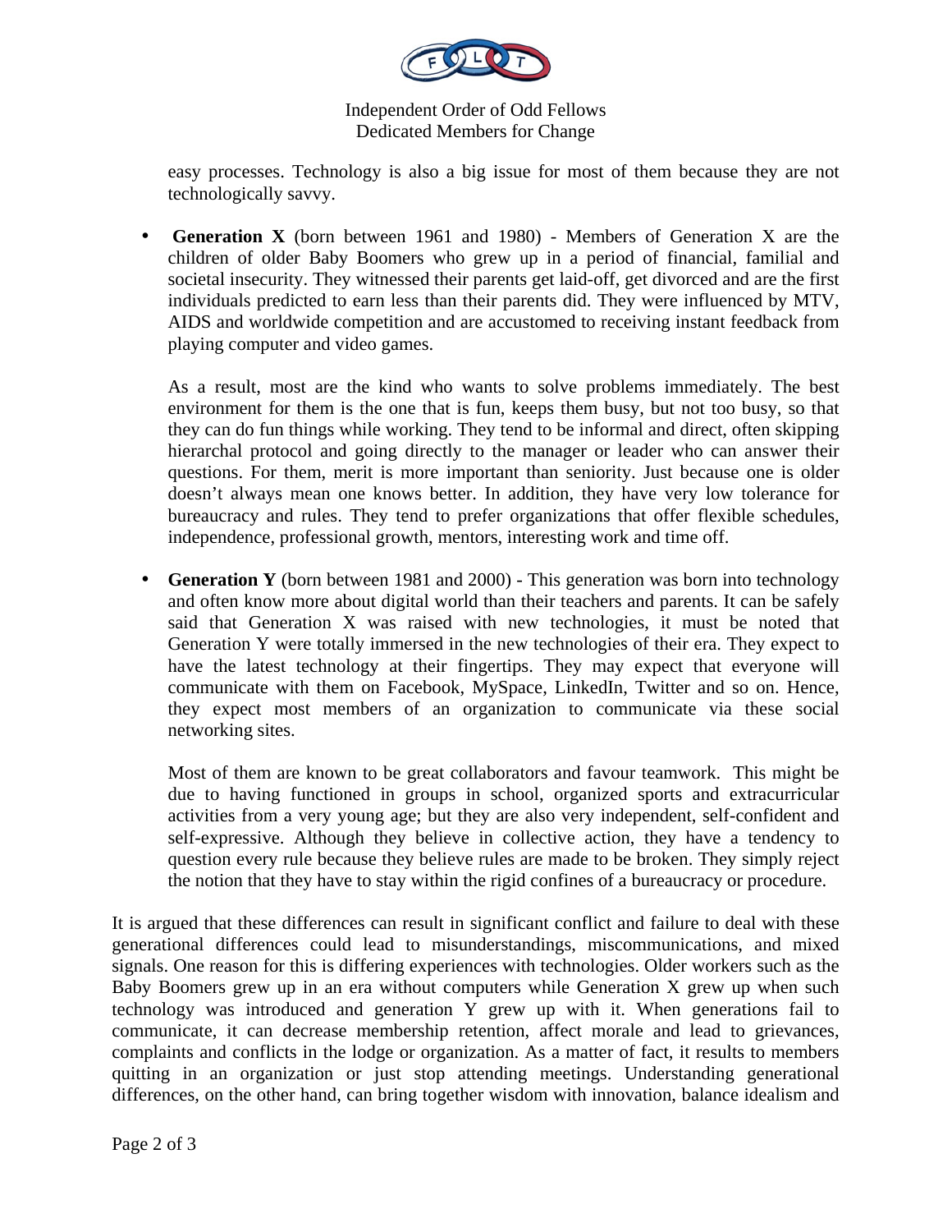easy processes. Technology is also a big issue for most of them because they are not technologically savvy.

- **Generation X** (born between 1961 and 1980) - Members of Generation X are the children of older Baby Boomers who grew up in a period of financial, familial and societal insecurity. They witnessed their parents get laid-off, get divorced and are the first individuals predicted to earn less than their parents did. They were influenced by MTV, AIDS and worldwide competition and are accustomed to receiving instant feedback from playing computer and video games.

  As a result, most are the kind who wants to solve problems immediately. The best environment for them is the one that is fun, keeps them busy, but not too busy, so that they can do fun things while working. They tend to be informal and direct, often skipping hierarchal protocol and going directly to the manager or leader who can answer their questions. For them, merit is more important than seniority. Just because one is older doesn't always mean one knows better. In addition, they have very low tolerance for bureaucracy and rules. They tend to prefer organizations that offer flexible schedules, independence, professional growth, mentors, interesting work and time off.

- **Generation Y** (born between 1981 and 2000) - This generation was born into technology and often know more about digital world than their teachers and parents. It can be safely said that Generation X was raised with new technologies, it must be noted that Generation Y were totally immersed in the new technologies of their era. They expect to have the latest technology at their fingertips. They may expect that everyone will communicate with them on Facebook, MySpace, LinkedIn, Twitter and so on. Hence, they expect most members of an organization to communicate via these social networking sites.

  Most of them are known to be great collaborators and favour teamwork. This might be due to having functioned in groups in school, organized sports and extracurricular activities from a very young age; but they are also very independent, self-confident and self-expressive. Although they believe in collective action, they have a tendency to question every rule because they believe rules are made to be broken. They simply reject the notion that they have to stay within the rigid confines of a bureaucracy or procedure.

It is argued that these differences can result in significant conflict and failure to deal with these generational differences could lead to misunderstandings, miscommunications, and mixed signals. One reason for this is differing experiences with technologies. Older workers such as the Baby Boomers grew up in an era without computers while Generation X grew up when such technology was introduced and generation Y grew up with it. When generations fail to communicate, it can decrease membership retention, affect morale and lead to grievances, complaints and conflicts in the lodge or organization. As a matter of fact, it results to members quitting in an organization or just stop attending meetings. Understanding generational differences, on the other hand, can bring together wisdom with innovation, balance idealism and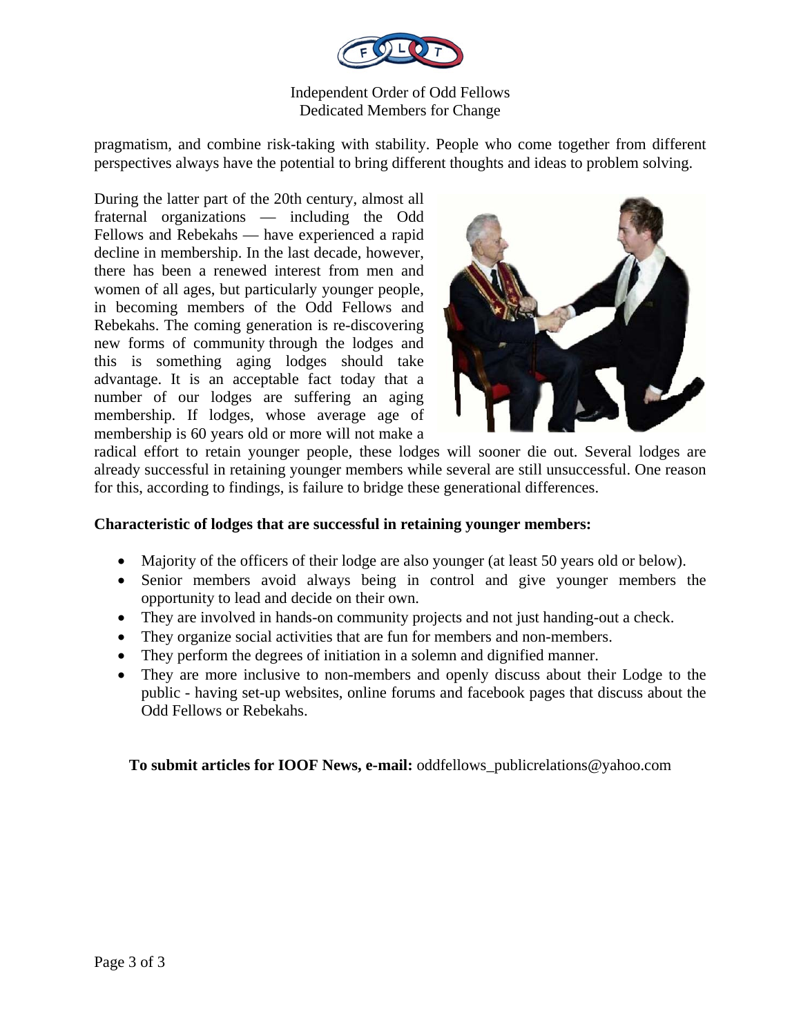pragmatism, and combine risk-taking with stability. People who come together from different perspectives always have the potential to bring different thoughts and ideas to problem solving.

During the latter part of the 20th century, almost all fraternal organizations — including the Odd Fellows and Rebekahs — have experienced a rapid decline in membership. In the last decade, however, there has been a renewed interest from men and women of all ages, but particularly younger people, in becoming members of the Odd Fellows and Rebekahs. The coming generation is re-discovering new forms of community through the lodges and this is something aging lodges should take advantage. It is an acceptable fact today that a number of our lodges are suffering an aging membership. If lodges, whose average age of membership is 60 years old or more will not make a radical effort to retain younger people, these lodges will sooner die out. Several lodges are already successful in retaining younger members while several are still unsuccessful. One reason for this, according to findings, is failure to bridge these generational differences.

**Characteristic of lodges that are successful in retaining younger members:**

- Majority of the officers of their lodge are also younger (at least 50 years old or below).
- Senior members avoid always being in control and give younger members the opportunity to lead and decide on their own.
- They are involved in hands-on community projects and not just handing-out a check.
- They organize social activities that are fun for members and non-members.
- They perform the degrees of initiation in a solemn and dignified manner.
- They are more inclusive to non-members and openly discuss about their Lodge to the public - having set-up websites, online forums and facebook pages that discuss about the Odd Fellows or Rebekahs.

**To submit articles for IOOF News, e-mail:** oddfellows_publicrelations@yahoo.com